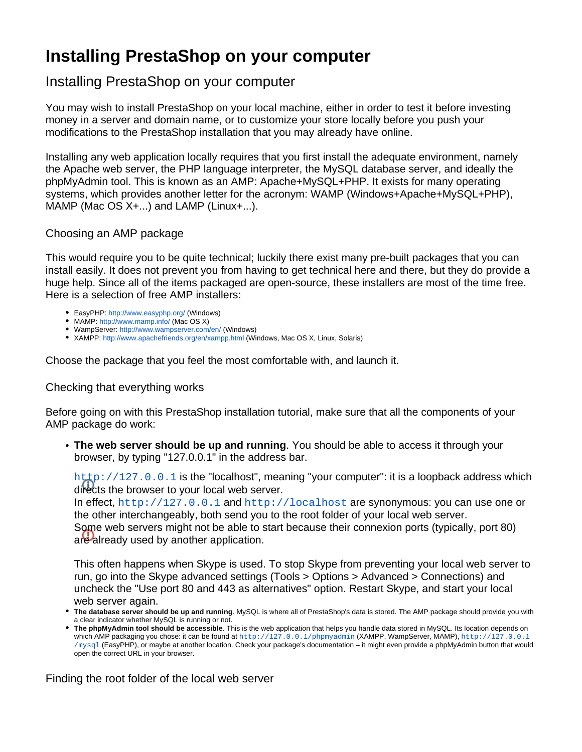# Installing PrestaShop on your computer

## Installing PrestaShop on your computer

You may wish to install PrestaShop on your local machine, either in order to test it before investing money in a server and domain name, or to customize your store locally before you push your modifications to the PrestaShop installation that you may already have online.

Installing any web application locally requires that you first install the adequate environment, namely the Apache web server, the PHP language interpreter, the MySQL database server, and ideally the phpMyAdmin tool. This is known as an AMP: Apache+MySQL+PHP. It exists for many operating systems, which provides another letter for the acronym: WAMP (Windows+Apache+MySQL+PHP), MAMP (Mac OS X+...) and LAMP (Linux+...).

### Choosing an AMP package

This would require you to be quite technical; luckily there exist many pre-built packages that you can install easily. It does not prevent you from having to get technical here and there, but they do provide a huge help. Since all of the items packaged are open-source, these installers are most of the time free. Here is a selection of free AMP installers:

- EasyPHP: http://www.easyphp.org/ (Windows)
- MAMP: http://www.mamp.info/ (Mac OS X)
- WampServer: http://www.wampserver.com/en/ (Windows)
- XAMPP: http://www.apachefriends.org/en/xampp.html (Windows, Mac OS X, Linux, Solaris)

Choose the package that you feel the most comfortable with, and launch it.

### Checking that everything works

Before going on with this PrestaShop installation tutorial, make sure that all the components of your AMP package do work:

- **The web server should be up and running**. You should be able to access it through your browser, by typing "127.0.0.1" in the address bar.

  `http://127.0.0.1` is the "localhost", meaning "your computer": it is a loopback address which directs the browser to your local web server.
  In effect, `http://127.0.0.1` and `http://localhost` are synonymous: you can use one or the other interchangeably, both send you to the root folder of your local web server.
  Some web servers might not be able to start because their connexion ports (typically, port 80) are already used by another application.

  This often happens when Skype is used. To stop Skype from preventing your local web server to run, go into the Skype advanced settings (Tools > Options > Advanced > Connections) and uncheck the "Use port 80 and 443 as alternatives" option. Restart Skype, and start your local web server again.
- **The database server should be up and running**. MySQL is where all of PrestaShop's data is stored. The AMP package should provide you with a clear indicator whether MySQL is running or not.
- **The phpMyAdmin tool should be accessible**. This is the web application that helps you handle data stored in MySQL. Its location depends on which AMP packaging you chose: it can be found at `http://127.0.0.1/phpmyadmin` (XAMPP, WampServer, MAMP), `http://127.0.0.1/mysql` (EasyPHP), or maybe at another location. Check your package's documentation – it might even provide a phpMyAdmin button that would open the correct URL in your browser.

### Finding the root folder of the local web server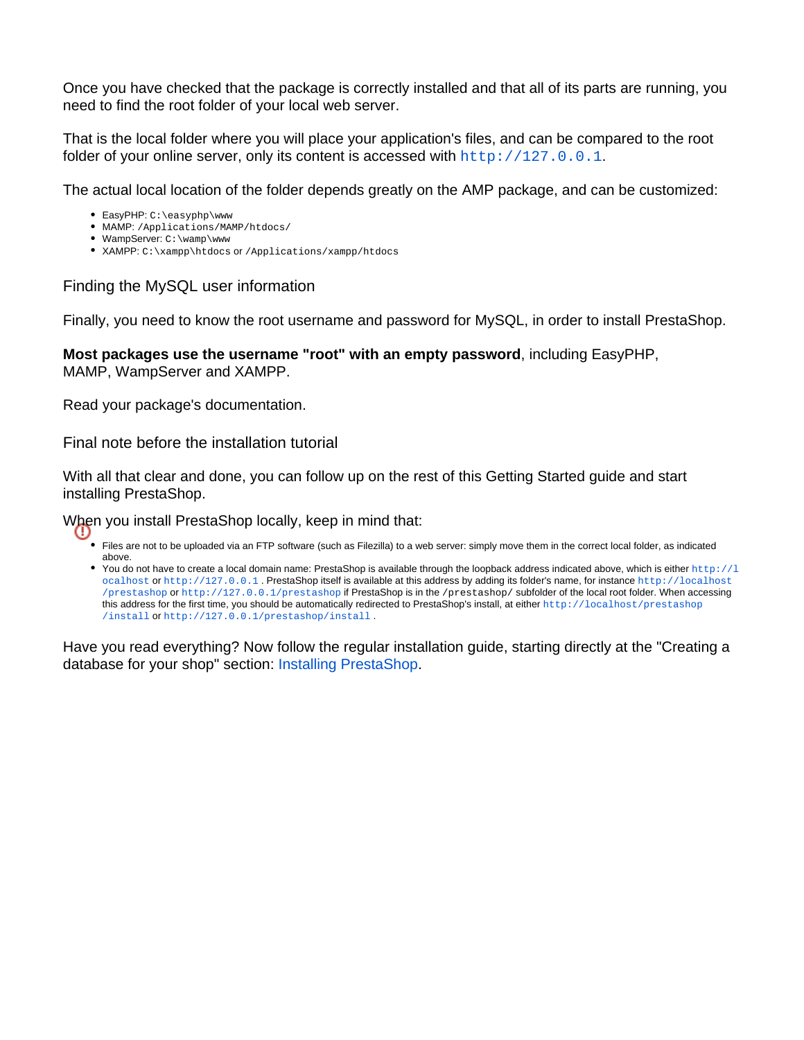Once you have checked that the package is correctly installed and that all of its parts are running, you need to find the root folder of your local web server.

That is the local folder where you will place your application's files, and can be compared to the root folder of your online server, only its content is accessed with `http://127.0.0.1`.

The actual local location of the folder depends greatly on the AMP package, and can be customized:

- EasyPHP: `C:\easyphp\www`
- MAMP: `/Applications/MAMP/htdocs/`
- WampServer: `C:\wamp\www`
- XAMPP: `C:\xampp\htdocs` or `/Applications/xampp/htdocs`

## Finding the MySQL user information

Finally, you need to know the root username and password for MySQL, in order to install PrestaShop.

**Most packages use the username "root" with an empty password**, including EasyPHP, MAMP, WampServer and XAMPP.

Read your package's documentation.

## Final note before the installation tutorial

With all that clear and done, you can follow up on the rest of this Getting Started guide and start installing PrestaShop.

When you install PrestaShop locally, keep in mind that:

- Files are not to be uploaded via an FTP software (such as Filezilla) to a web server: simply move them in the correct local folder, as indicated above.
- You do not have to create a local domain name: PrestaShop is available through the loopback address indicated above, which is either `http://localhost` or `http://127.0.0.1` . PrestaShop itself is available at this address by adding its folder's name, for instance `http://localhost/prestashop` or `http://127.0.0.1/prestashop` if PrestaShop is in the `/prestashop/` subfolder of the local root folder. When accessing this address for the first time, you should be automatically redirected to PrestaShop's install, at either `http://localhost/prestashop/install` or `http://127.0.0.1/prestashop/install` .

Have you read everything? Now follow the regular installation guide, starting directly at the "Creating a database for your shop" section: Installing PrestaShop.